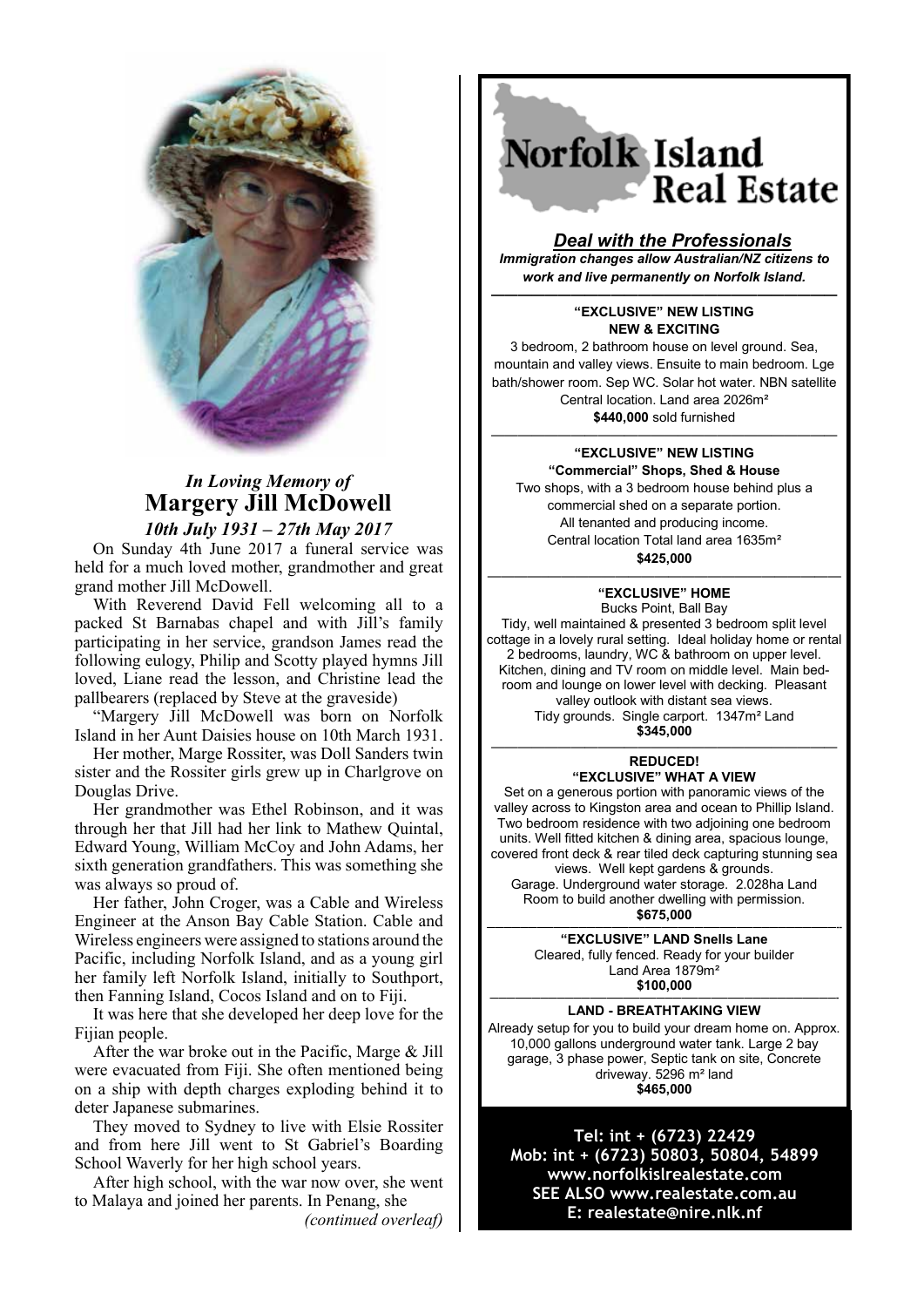*In Loving Memory of*

## Margery Jill McDowell

*10th July 1931 – 27th May 2017*

On Sunday 4th June 2017 a funeral service was held for a much loved mother, grandmother and great grand mother Jill McDowell.

With Reverend David Fell welcoming all to a packed St Barnabas chapel and with Jill's family participating in her service, grandson James read the following eulogy, Philip and Scotty played hymns Jill loved, Liane read the lesson, and Christine lead the pallbearers (replaced by Steve at the graveside)

"Margery Jill McDowell was born on Norfolk Island in her Aunt Daisies house on 10th March 1931.

Her mother, Marge Rossiter, was Doll Sanders twin sister and the Rossiter girls grew up in Charlgrove on Douglas Drive.

Her grandmother was Ethel Robinson, and it was through her that Jill had her link to Mathew Quintal, Edward Young, William McCoy and John Adams, her sixth generation grandfathers. This was something she was always so proud of.

Her father, John Croger, was a Cable and Wireless Engineer at the Anson Bay Cable Station. Cable and Wireless engineers were assigned to stations around the Pacific, including Norfolk Island, and as a young girl her family left Norfolk Island, initially to Southport, then Fanning Island, Cocos Island and on to Fiji.

It was here that she developed her deep love for the Fijian people.

After the war broke out in the Pacific, Marge & Jill were evacuated from Fiji. She often mentioned being on a ship with depth charges exploding behind it to deter Japanese submarines.

They moved to Sydney to live with Elsie Rossiter and from here Jill went to St Gabriel's Boarding School Waverly for her high school years.

After high school, with the war now over, she went to Malaya and joined her parents. In Penang, she

*(continued overleaf)*

---

# Norfolk Island Real Estate

***Deal with the Professionals***

***Immigration changes allow Australian/NZ citizens to work and live permanently on Norfolk Island.***

**"EXCLUSIVE" NEW LISTING**
**NEW & EXCITING**

3 bedroom, 2 bathroom house on level ground. Sea, mountain and valley views. Ensuite to main bedroom. Lge bath/shower room. Sep WC. Solar hot water. NBN satellite Central location. Land area 2026m²

**$440,000** sold furnished

**"EXCLUSIVE" NEW LISTING**
**"Commercial" Shops, Shed & House**

Two shops, with a 3 bedroom house behind plus a commercial shed on a separate portion. All tenanted and producing income. Central location Total land area 1635m²

**$425,000**

**"EXCLUSIVE" HOME**

Bucks Point, Ball Bay

Tidy, well maintained & presented 3 bedroom split level cottage in a lovely rural setting. Ideal holiday home or rental 2 bedrooms, laundry, WC & bathroom on upper level. Kitchen, dining and TV room on middle level. Main bedroom and lounge on lower level with decking. Pleasant valley outlook with distant sea views. Tidy grounds. Single carport. 1347m² Land

**$345,000**

**REDUCED!**
**"EXCLUSIVE" WHAT A VIEW**

Set on a generous portion with panoramic views of the valley across to Kingston area and ocean to Phillip Island. Two bedroom residence with two adjoining one bedroom units. Well fitted kitchen & dining area, spacious lounge, covered front deck & rear tiled deck capturing stunning sea views. Well kept gardens & grounds. Garage. Underground water storage. 2.028ha Land Room to build another dwelling with permission.

**$675,000**

**"EXCLUSIVE" LAND Snells Lane**

Cleared, fully fenced. Ready for your builder Land Area 1879m²

**$100,000**

**LAND - BREATHTAKING VIEW**

Already setup for you to build your dream home on. Approx. 10,000 gallons underground water tank. Large 2 bay garage, 3 phase power, Septic tank on site, Concrete driveway. 5296 m² land

**$465,000**

**Tel: int + (6723) 22429**
**Mob: int + (6723) 50803, 50804, 54899**
**www.norfolkislrealestate.com**
**SEE ALSO www.realestate.com.au**
**E: realestate@nire.nlk.nf**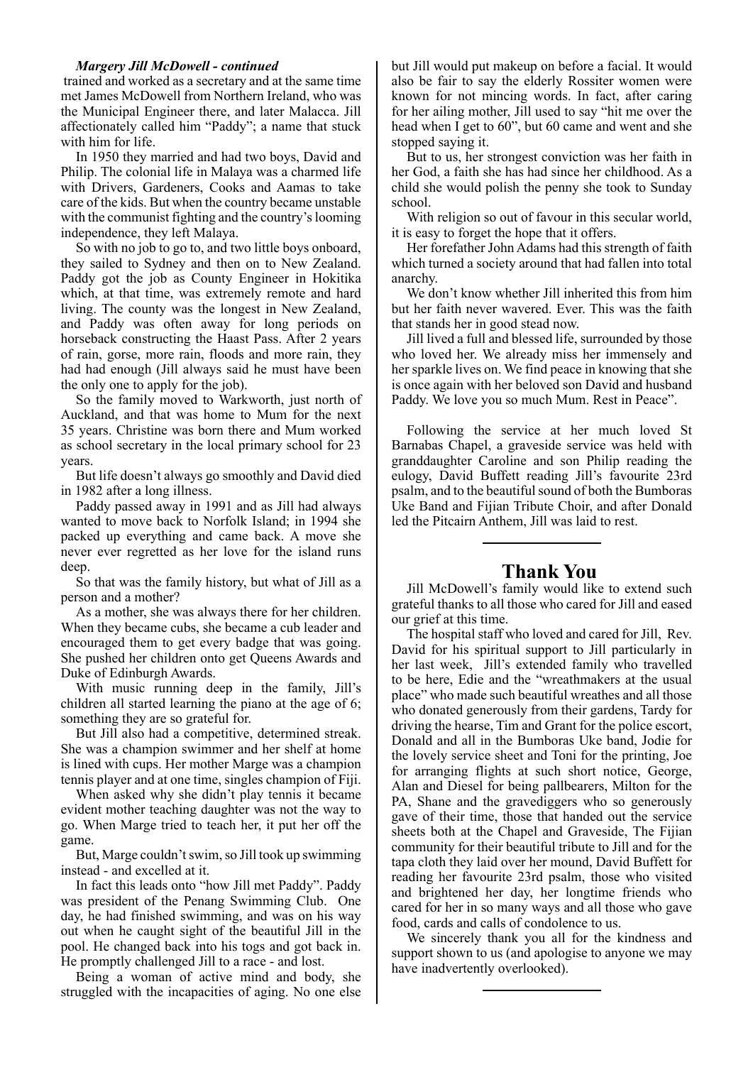***Margery Jill McDowell - continued***

trained and worked as a secretary and at the same time met James McDowell from Northern Ireland, who was the Municipal Engineer there, and later Malacca. Jill affectionately called him "Paddy"; a name that stuck with him for life.

In 1950 they married and had two boys, David and Philip. The colonial life in Malaya was a charmed life with Drivers, Gardeners, Cooks and Aamas to take care of the kids. But when the country became unstable with the communist fighting and the country's looming independence, they left Malaya.

So with no job to go to, and two little boys onboard, they sailed to Sydney and then on to New Zealand. Paddy got the job as County Engineer in Hokitika which, at that time, was extremely remote and hard living. The county was the longest in New Zealand, and Paddy was often away for long periods on horseback constructing the Haast Pass. After 2 years of rain, gorse, more rain, floods and more rain, they had had enough (Jill always said he must have been the only one to apply for the job).

So the family moved to Warkworth, just north of Auckland, and that was home to Mum for the next 35 years. Christine was born there and Mum worked as school secretary in the local primary school for 23 years.

But life doesn't always go smoothly and David died in 1982 after a long illness.

Paddy passed away in 1991 and as Jill had always wanted to move back to Norfolk Island; in 1994 she packed up everything and came back. A move she never ever regretted as her love for the island runs deep.

So that was the family history, but what of Jill as a person and a mother?

As a mother, she was always there for her children. When they became cubs, she became a cub leader and encouraged them to get every badge that was going. She pushed her children onto get Queens Awards and Duke of Edinburgh Awards.

With music running deep in the family, Jill's children all started learning the piano at the age of 6; something they are so grateful for.

But Jill also had a competitive, determined streak. She was a champion swimmer and her shelf at home is lined with cups. Her mother Marge was a champion tennis player and at one time, singles champion of Fiji.

When asked why she didn't play tennis it became evident mother teaching daughter was not the way to go. When Marge tried to teach her, it put her off the game.

But, Marge couldn't swim, so Jill took up swimming instead - and excelled at it.

In fact this leads onto "how Jill met Paddy". Paddy was president of the Penang Swimming Club. One day, he had finished swimming, and was on his way out when he caught sight of the beautiful Jill in the pool. He changed back into his togs and got back in. He promptly challenged Jill to a race - and lost.

Being a woman of active mind and body, she struggled with the incapacities of aging. No one else but Jill would put makeup on before a facial. It would also be fair to say the elderly Rossiter women were known for not mincing words. In fact, after caring for her ailing mother, Jill used to say "hit me over the head when I get to 60", but 60 came and went and she stopped saying it.

But to us, her strongest conviction was her faith in her God, a faith she has had since her childhood. As a child she would polish the penny she took to Sunday school.

With religion so out of favour in this secular world, it is easy to forget the hope that it offers.

Her forefather John Adams had this strength of faith which turned a society around that had fallen into total anarchy.

We don't know whether Jill inherited this from him but her faith never wavered. Ever. This was the faith that stands her in good stead now.

Jill lived a full and blessed life, surrounded by those who loved her. We already miss her immensely and her sparkle lives on. We find peace in knowing that she is once again with her beloved son David and husband Paddy. We love you so much Mum. Rest in Peace".

Following the service at her much loved St Barnabas Chapel, a graveside service was held with granddaughter Caroline and son Philip reading the eulogy, David Buffett reading Jill's favourite 23rd psalm, and to the beautiful sound of both the Bumboras Uke Band and Fijian Tribute Choir, and after Donald led the Pitcairn Anthem, Jill was laid to rest.

## Thank You

Jill McDowell's family would like to extend such grateful thanks to all those who cared for Jill and eased our grief at this time.

The hospital staff who loved and cared for Jill, Rev. David for his spiritual support to Jill particularly in her last week, Jill's extended family who travelled to be here, Edie and the "wreathmakers at the usual place" who made such beautiful wreathes and all those who donated generously from their gardens, Tardy for driving the hearse, Tim and Grant for the police escort, Donald and all in the Bumboras Uke band, Jodie for the lovely service sheet and Toni for the printing, Joe for arranging flights at such short notice, George, Alan and Diesel for being pallbearers, Milton for the PA, Shane and the gravediggers who so generously gave of their time, those that handed out the service sheets both at the Chapel and Graveside, The Fijian community for their beautiful tribute to Jill and for the tapa cloth they laid over her mound, David Buffett for reading her favourite 23rd psalm, those who visited and brightened her day, her longtime friends who cared for her in so many ways and all those who gave food, cards and calls of condolence to us.

We sincerely thank you all for the kindness and support shown to us (and apologise to anyone we may have inadvertently overlooked).